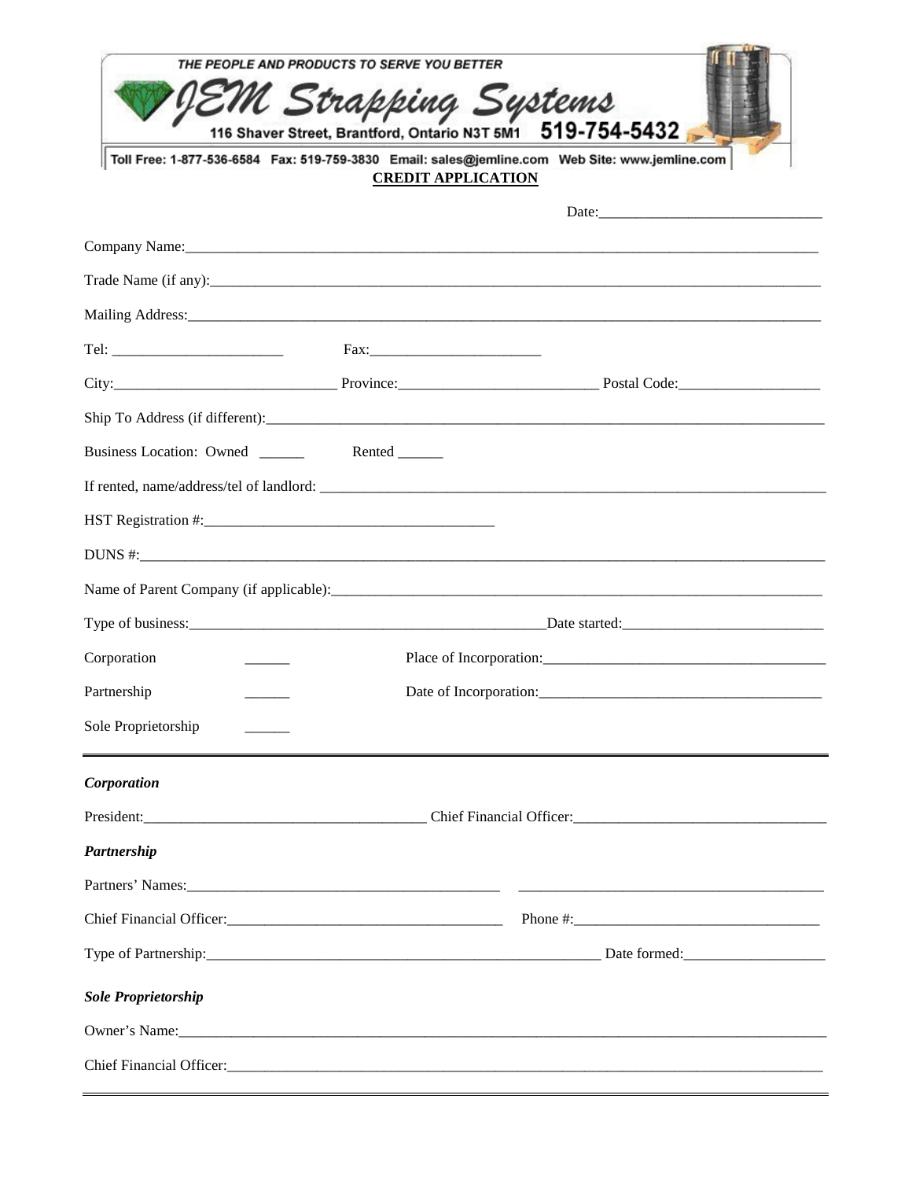THE PEOPLE AND PRODUCTS TO SERVE YOU BETTER

# JEM Strapping Systems

116 Shaver Street, Brantford, Ontario N3T 5M1 519-754-5432

Toll Free: 1-877-536-6584 Fax: 519-759-3830 Email: sales@jemline.com Web Site: www.jemline.com

## CREDIT APPLICATION

Date:______________________________

Company Name:_______________________________________________________________________

Trade Name (if any):_________________________________________________________________

Mailing Address:_____________________________________________________________________

Tel: ________________________ Fax:________________________

City:______________________________ Province:__________________________ Postal Code:___________________

Ship To Address (if different):_________________________________________________________

Business Location: Owned ______ Rented ______

If rented, name/address/tel of landlord: _____________________________________________________

HST Registration #:________________________________________

DUNS #:____________________________________________________________________________

Name of Parent Company (if applicable):___________________________________________________

Type of business:__________________________________________Date started:__________________________

Corporation ______ Place of Incorporation:______________________________________

Partnership ______ Date of Incorporation:______________________________________

Sole Proprietorship ______

---

***Corporation***

President:______________________________________ Chief Financial Officer:__________________________________

***Partnership***

Partners' Names:____________________________________________ ____________________________________________

Chief Financial Officer:______________________________________ Phone #:__________________________________

Type of Partnership:______________________________________________________ Date formed:___________________

***Sole Proprietorship***

Owner's Name:_______________________________________________________________________________

Chief Financial Officer:________________________________________________________________________

---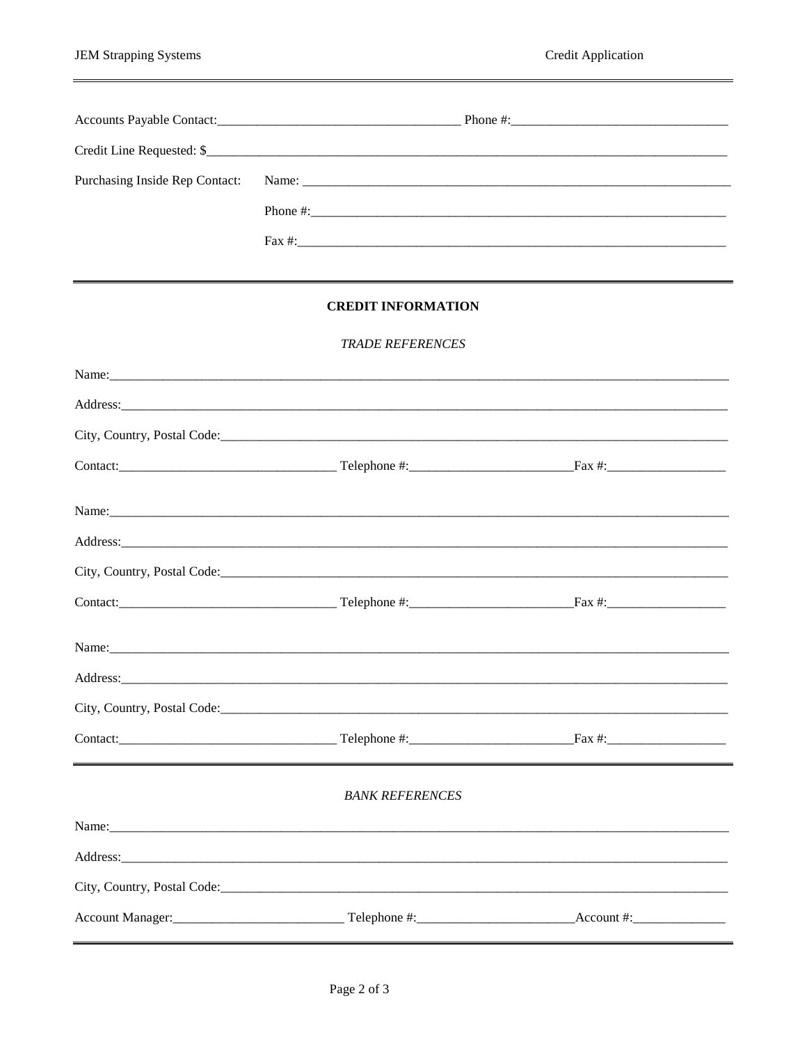Accounts Payable Contact:___________________________________ Phone #:_______________________________

Credit Line Requested: $_____________________________________________________________________________

Purchasing Inside Rep Contact: Name: ____________________________________________________________

Phone #:_________________________________________________________

Fax #:___________________________________________________________

## CREDIT INFORMATION

### *TRADE REFERENCES*

Name:________________________________________________________________________________________

Address:______________________________________________________________________________________

City, Country, Postal Code:_________________________________________________________________________

Contact:________________________________ Telephone #:________________________Fax #:__________________

Name:________________________________________________________________________________________

Address:______________________________________________________________________________________

City, Country, Postal Code:_________________________________________________________________________

Contact:________________________________ Telephone #:________________________Fax #:__________________

Name:________________________________________________________________________________________

Address:______________________________________________________________________________________

City, Country, Postal Code:_________________________________________________________________________

Contact:________________________________ Telephone #:________________________Fax #:__________________

### *BANK REFERENCES*

Name:________________________________________________________________________________________

Address:______________________________________________________________________________________

City, Country, Postal Code:_________________________________________________________________________

Account Manager:_________________________ Telephone #:_______________________Account #:______________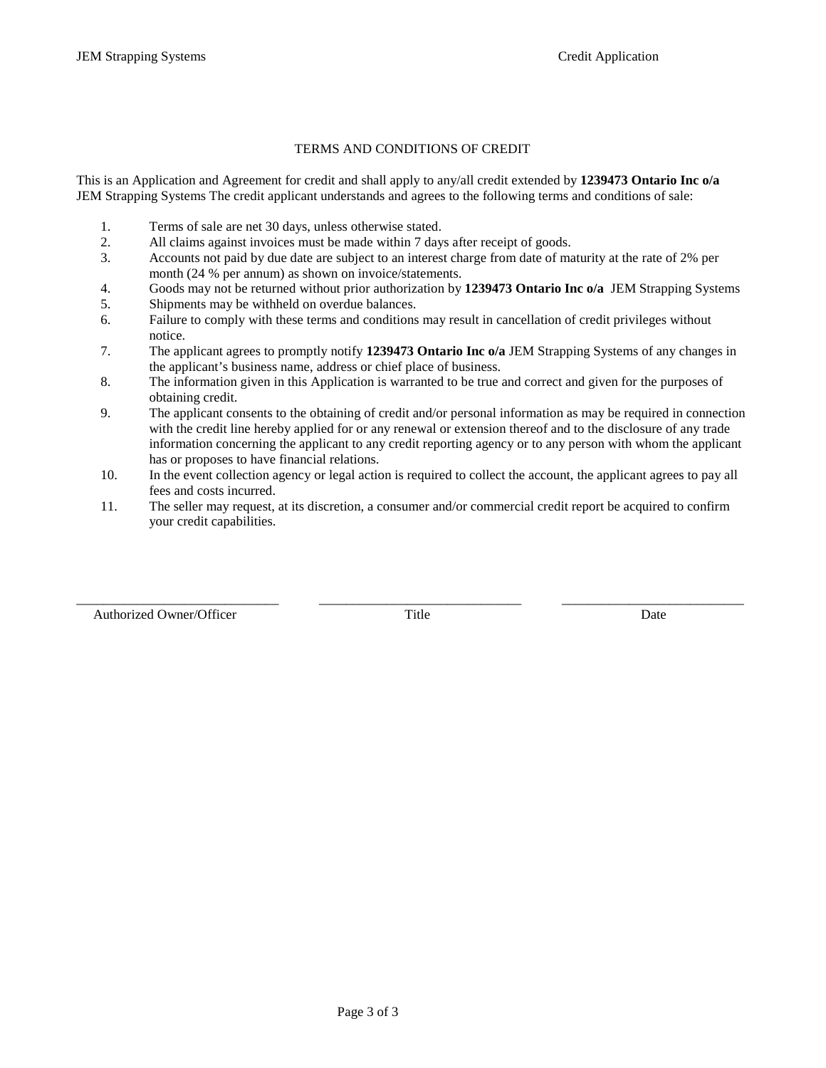## TERMS AND CONDITIONS OF CREDIT

This is an Application and Agreement for credit and shall apply to any/all credit extended by **1239473 Ontario Inc o/a** JEM Strapping Systems The credit applicant understands and agrees to the following terms and conditions of sale:

1. Terms of sale are net 30 days, unless otherwise stated.
2. All claims against invoices must be made within 7 days after receipt of goods.
3. Accounts not paid by due date are subject to an interest charge from date of maturity at the rate of 2% per month (24 % per annum) as shown on invoice/statements.
4. Goods may not be returned without prior authorization by **1239473 Ontario Inc o/a** JEM Strapping Systems
5. Shipments may be withheld on overdue balances.
6. Failure to comply with these terms and conditions may result in cancellation of credit privileges without notice.
7. The applicant agrees to promptly notify **1239473 Ontario Inc o/a** JEM Strapping Systems of any changes in the applicant's business name, address or chief place of business.
8. The information given in this Application is warranted to be true and correct and given for the purposes of obtaining credit.
9. The applicant consents to the obtaining of credit and/or personal information as may be required in connection with the credit line hereby applied for or any renewal or extension thereof and to the disclosure of any trade information concerning the applicant to any credit reporting agency or to any person with whom the applicant has or proposes to have financial relations.
10. In the event collection agency or legal action is required to collect the account, the applicant agrees to pay all fees and costs incurred.
11. The seller may request, at its discretion, a consumer and/or commercial credit report be acquired to confirm your credit capabilities.

| | | |
|---|---|---|
| ______________________________ | ______________________________ | ___________________________ |
| Authorized Owner/Officer | Title | Date |